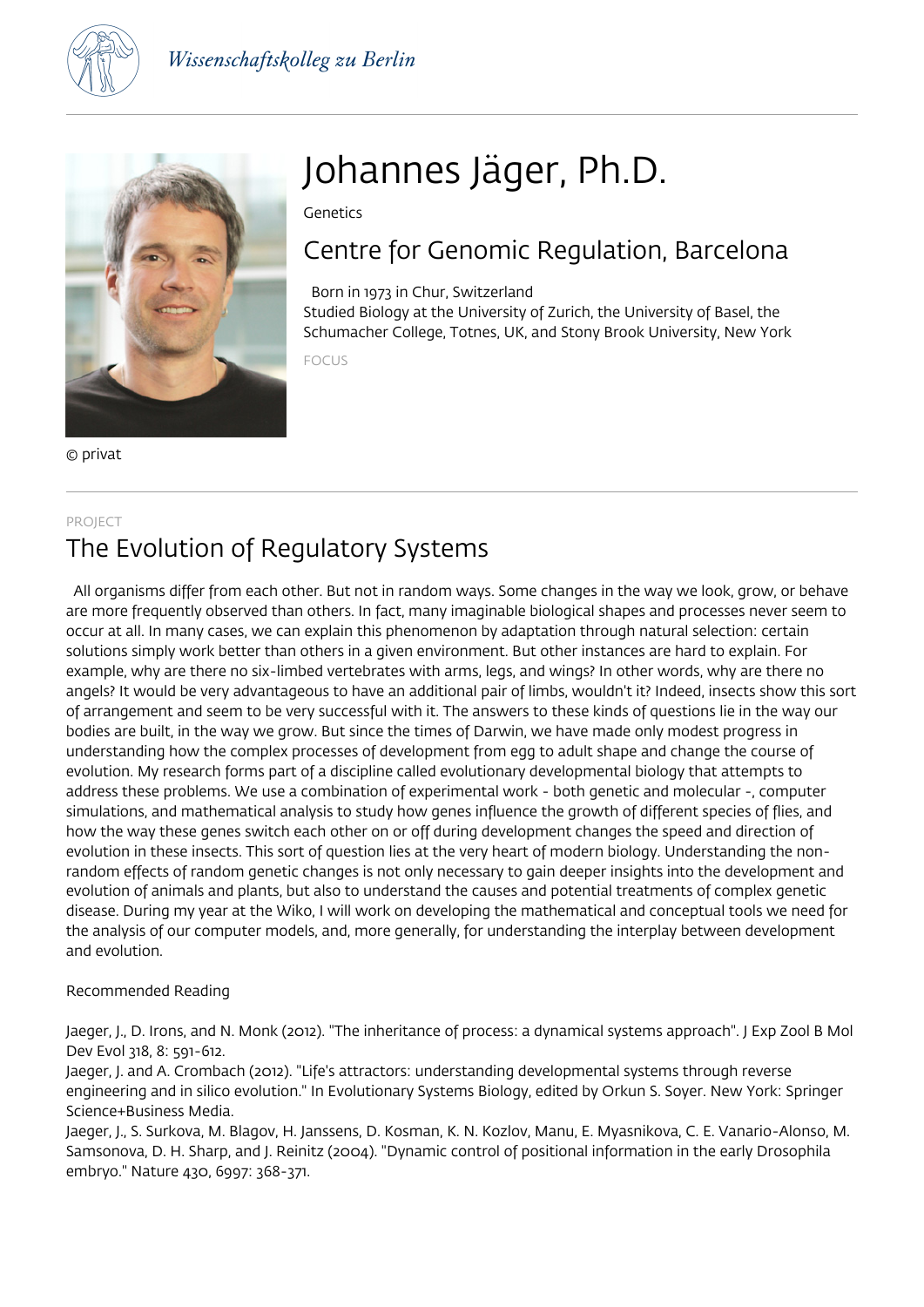Wissenschaftskolleg zu Berlin

# Johannes Jäger, Ph.D.

Genetics

## Centre for Genomic Regulation, Barcelona

Born in 1973 in Chur, Switzerland
Studied Biology at the University of Zurich, the University of Basel, the Schumacher College, Totnes, UK, and Stony Brook University, New York

FOCUS

© privat

PROJECT

## The Evolution of Regulatory Systems

All organisms differ from each other. But not in random ways. Some changes in the way we look, grow, or behave are more frequently observed than others. In fact, many imaginable biological shapes and processes never seem to occur at all. In many cases, we can explain this phenomenon by adaptation through natural selection: certain solutions simply work better than others in a given environment. But other instances are hard to explain. For example, why are there no six-limbed vertebrates with arms, legs, and wings? In other words, why are there no angels? It would be very advantageous to have an additional pair of limbs, wouldn't it? Indeed, insects show this sort of arrangement and seem to be very successful with it. The answers to these kinds of questions lie in the way our bodies are built, in the way we grow. But since the times of Darwin, we have made only modest progress in understanding how the complex processes of development from egg to adult shape and change the course of evolution. My research forms part of a discipline called evolutionary developmental biology that attempts to address these problems. We use a combination of experimental work - both genetic and molecular -, computer simulations, and mathematical analysis to study how genes influence the growth of different species of flies, and how the way these genes switch each other on or off during development changes the speed and direction of evolution in these insects. This sort of question lies at the very heart of modern biology. Understanding the non-random effects of random genetic changes is not only necessary to gain deeper insights into the development and evolution of animals and plants, but also to understand the causes and potential treatments of complex genetic disease. During my year at the Wiko, I will work on developing the mathematical and conceptual tools we need for the analysis of our computer models, and, more generally, for understanding the interplay between development and evolution.

Recommended Reading

Jaeger, J., D. Irons, and N. Monk (2012). "The inheritance of process: a dynamical systems approach". J Exp Zool B Mol Dev Evol 318, 8: 591-612.
Jaeger, J. and A. Crombach (2012). "Life's attractors: understanding developmental systems through reverse engineering and in silico evolution." In Evolutionary Systems Biology, edited by Orkun S. Soyer. New York: Springer Science+Business Media.
Jaeger, J., S. Surkova, M. Blagov, H. Janssens, D. Kosman, K. N. Kozlov, Manu, E. Myasnikova, C. E. Vanario-Alonso, M. Samsonova, D. H. Sharp, and J. Reinitz (2004). "Dynamic control of positional information in the early Drosophila embryo." Nature 430, 6997: 368-371.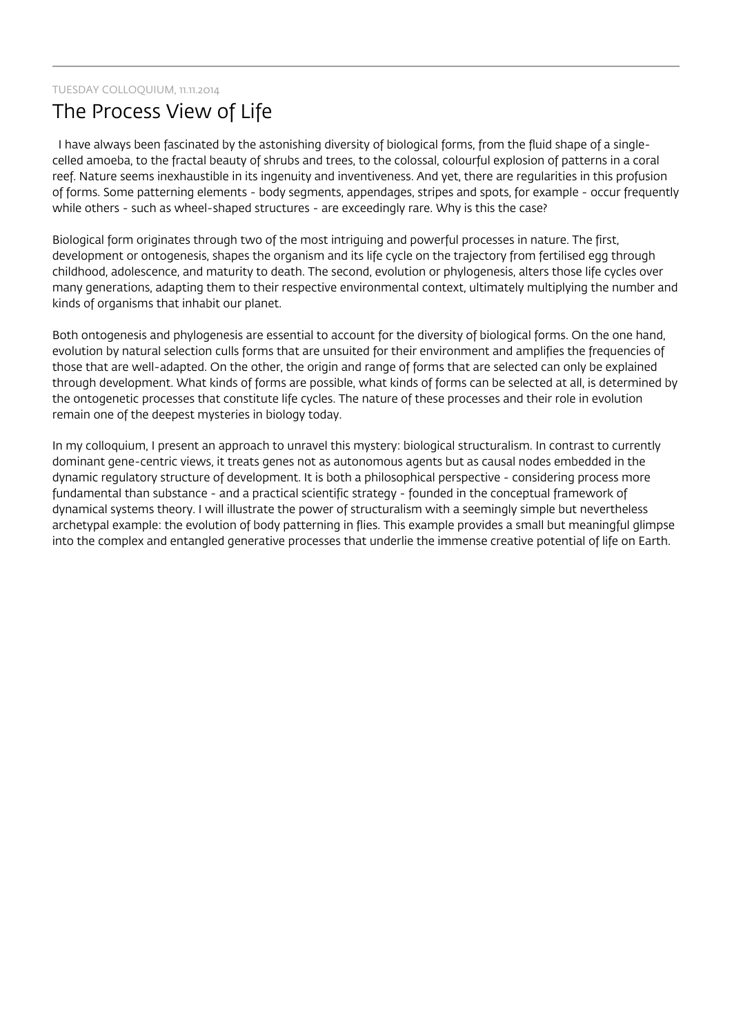TUESDAY COLLOQUIUM, 11.11.2014

# The Process View of Life

I have always been fascinated by the astonishing diversity of biological forms, from the fluid shape of a single-celled amoeba, to the fractal beauty of shrubs and trees, to the colossal, colourful explosion of patterns in a coral reef. Nature seems inexhaustible in its ingenuity and inventiveness. And yet, there are regularities in this profusion of forms. Some patterning elements - body segments, appendages, stripes and spots, for example - occur frequently while others - such as wheel-shaped structures - are exceedingly rare. Why is this the case?

Biological form originates through two of the most intriguing and powerful processes in nature. The first, development or ontogenesis, shapes the organism and its life cycle on the trajectory from fertilised egg through childhood, adolescence, and maturity to death. The second, evolution or phylogenesis, alters those life cycles over many generations, adapting them to their respective environmental context, ultimately multiplying the number and kinds of organisms that inhabit our planet.

Both ontogenesis and phylogenesis are essential to account for the diversity of biological forms. On the one hand, evolution by natural selection culls forms that are unsuited for their environment and amplifies the frequencies of those that are well-adapted. On the other, the origin and range of forms that are selected can only be explained through development. What kinds of forms are possible, what kinds of forms can be selected at all, is determined by the ontogenetic processes that constitute life cycles. The nature of these processes and their role in evolution remain one of the deepest mysteries in biology today.

In my colloquium, I present an approach to unravel this mystery: biological structuralism. In contrast to currently dominant gene-centric views, it treats genes not as autonomous agents but as causal nodes embedded in the dynamic regulatory structure of development. It is both a philosophical perspective - considering process more fundamental than substance - and a practical scientific strategy - founded in the conceptual framework of dynamical systems theory. I will illustrate the power of structuralism with a seemingly simple but nevertheless archetypal example: the evolution of body patterning in flies. This example provides a small but meaningful glimpse into the complex and entangled generative processes that underlie the immense creative potential of life on Earth.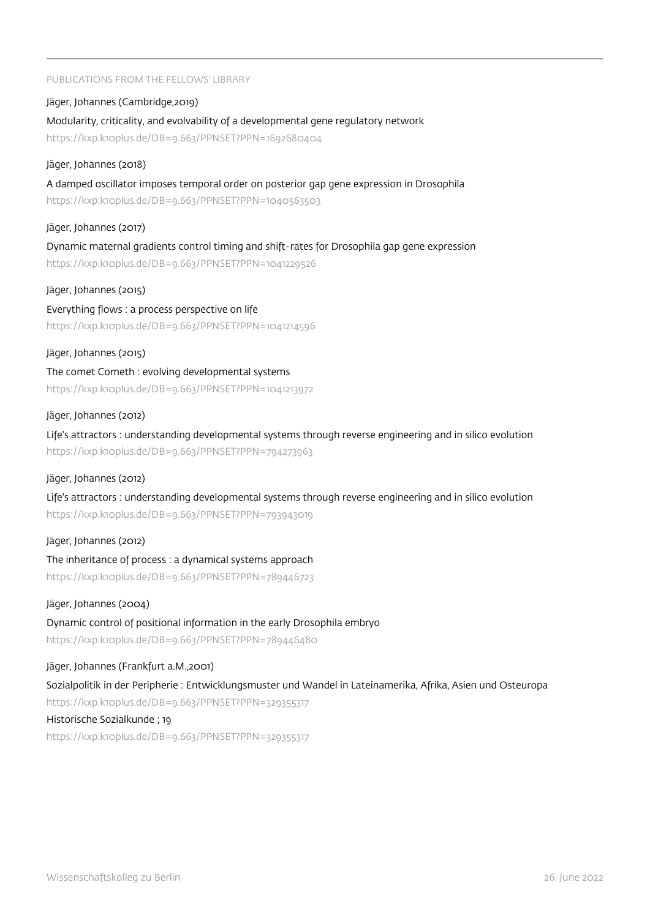PUBLICATIONS FROM THE FELLOWS' LIBRARY

Jäger, Johannes (Cambridge,2019)

Modularity, criticality, and evolvability of a developmental gene regulatory network

https://kxp.k10plus.de/DB=9.663/PPNSET?PPN=1692680404

Jäger, Johannes (2018)

A damped oscillator imposes temporal order on posterior gap gene expression in Drosophila

https://kxp.k10plus.de/DB=9.663/PPNSET?PPN=1040563503

Jäger, Johannes (2017)

Dynamic maternal gradients control timing and shift-rates for Drosophila gap gene expression

https://kxp.k10plus.de/DB=9.663/PPNSET?PPN=1041229526

Jäger, Johannes (2015)

Everything flows : a process perspective on life

https://kxp.k10plus.de/DB=9.663/PPNSET?PPN=1041214596

Jäger, Johannes (2015)

The comet Cometh : evolving developmental systems

https://kxp.k10plus.de/DB=9.663/PPNSET?PPN=1041213972

Jäger, Johannes (2012)

Life's attractors : understanding developmental systems through reverse engineering and in silico evolution

https://kxp.k10plus.de/DB=9.663/PPNSET?PPN=794273963

Jäger, Johannes (2012)

Life's attractors : understanding developmental systems through reverse engineering and in silico evolution

https://kxp.k10plus.de/DB=9.663/PPNSET?PPN=793943019

Jäger, Johannes (2012)

The inheritance of process : a dynamical systems approach

https://kxp.k10plus.de/DB=9.663/PPNSET?PPN=789446723

Jäger, Johannes (2004)

Dynamic control of positional information in the early Drosophila embryo

https://kxp.k10plus.de/DB=9.663/PPNSET?PPN=789446480

Jäger, Johannes (Frankfurt a.M.,2001)

Sozialpolitik in der Peripherie : Entwicklungsmuster und Wandel in Lateinamerika, Afrika, Asien und Osteuropa

https://kxp.k10plus.de/DB=9.663/PPNSET?PPN=329355317

Historische Sozialkunde ; 19

https://kxp.k10plus.de/DB=9.663/PPNSET?PPN=329355317